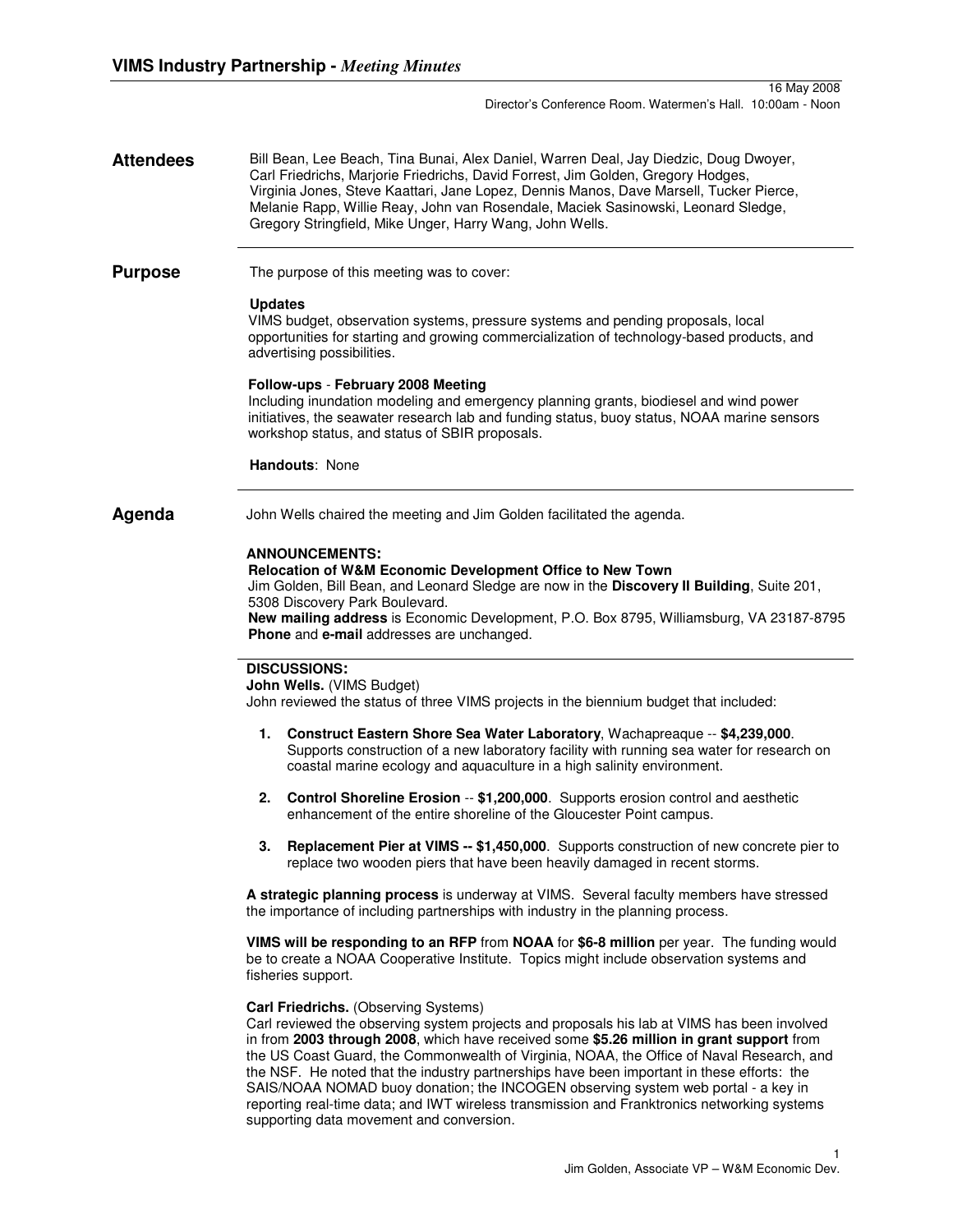# VIMS Industry Partnership - *Meeting Minutes*

16 May 2008
Director's Conference Room. Watermen's Hall. 10:00am - Noon

## Attendees

Bill Bean, Lee Beach, Tina Bunai, Alex Daniel, Warren Deal, Jay Diedzic, Doug Dwoyer, Carl Friedrichs, Marjorie Friedrichs, David Forrest, Jim Golden, Gregory Hodges, Virginia Jones, Steve Kaattari, Jane Lopez, Dennis Manos, Dave Marsell, Tucker Pierce, Melanie Rapp, Willie Reay, John van Rosendale, Maciek Sasinowski, Leonard Sledge, Gregory Stringfield, Mike Unger, Harry Wang, John Wells.

## Purpose

The purpose of this meeting was to cover:

**Updates**
VIMS budget, observation systems, pressure systems and pending proposals, local opportunities for starting and growing commercialization of technology-based products, and advertising possibilities.

**Follow-ups** - **February 2008 Meeting**
Including inundation modeling and emergency planning grants, biodiesel and wind power initiatives, the seawater research lab and funding status, buoy status, NOAA marine sensors workshop status, and status of SBIR proposals.

**Handouts**: None

## Agenda

John Wells chaired the meeting and Jim Golden facilitated the agenda.

**ANNOUNCEMENTS:**
**Relocation of W&M Economic Development Office to New Town**
Jim Golden, Bill Bean, and Leonard Sledge are now in the **Discovery II Building**, Suite 201, 5308 Discovery Park Boulevard.
**New mailing address** is Economic Development, P.O. Box 8795, Williamsburg, VA 23187-8795
**Phone** and **e-mail** addresses are unchanged.

**DISCUSSIONS:**
**John Wells.** (VIMS Budget)
John reviewed the status of three VIMS projects in the biennium budget that included:

1. **Construct Eastern Shore Sea Water Laboratory**, Wachapreaque -- **$4,239,000**. Supports construction of a new laboratory facility with running sea water for research on coastal marine ecology and aquaculture in a high salinity environment.
2. **Control Shoreline Erosion** -- **$1,200,000**. Supports erosion control and aesthetic enhancement of the entire shoreline of the Gloucester Point campus.
3. **Replacement Pier at VIMS -- $1,450,000**. Supports construction of new concrete pier to replace two wooden piers that have been heavily damaged in recent storms.

**A strategic planning process** is underway at VIMS. Several faculty members have stressed the importance of including partnerships with industry in the planning process.

**VIMS will be responding to an RFP** from **NOAA** for **$6-8 million** per year. The funding would be to create a NOAA Cooperative Institute. Topics might include observation systems and fisheries support.

**Carl Friedrichs.** (Observing Systems)
Carl reviewed the observing system projects and proposals his lab at VIMS has been involved in from **2003 through 2008**, which have received some **$5.26 million in grant support** from the US Coast Guard, the Commonwealth of Virginia, NOAA, the Office of Naval Research, and the NSF. He noted that the industry partnerships have been important in these efforts: the SAIS/NOAA NOMAD buoy donation; the INCOGEN observing system web portal - a key in reporting real-time data; and IWT wireless transmission and Franktronics networking systems supporting data movement and conversion.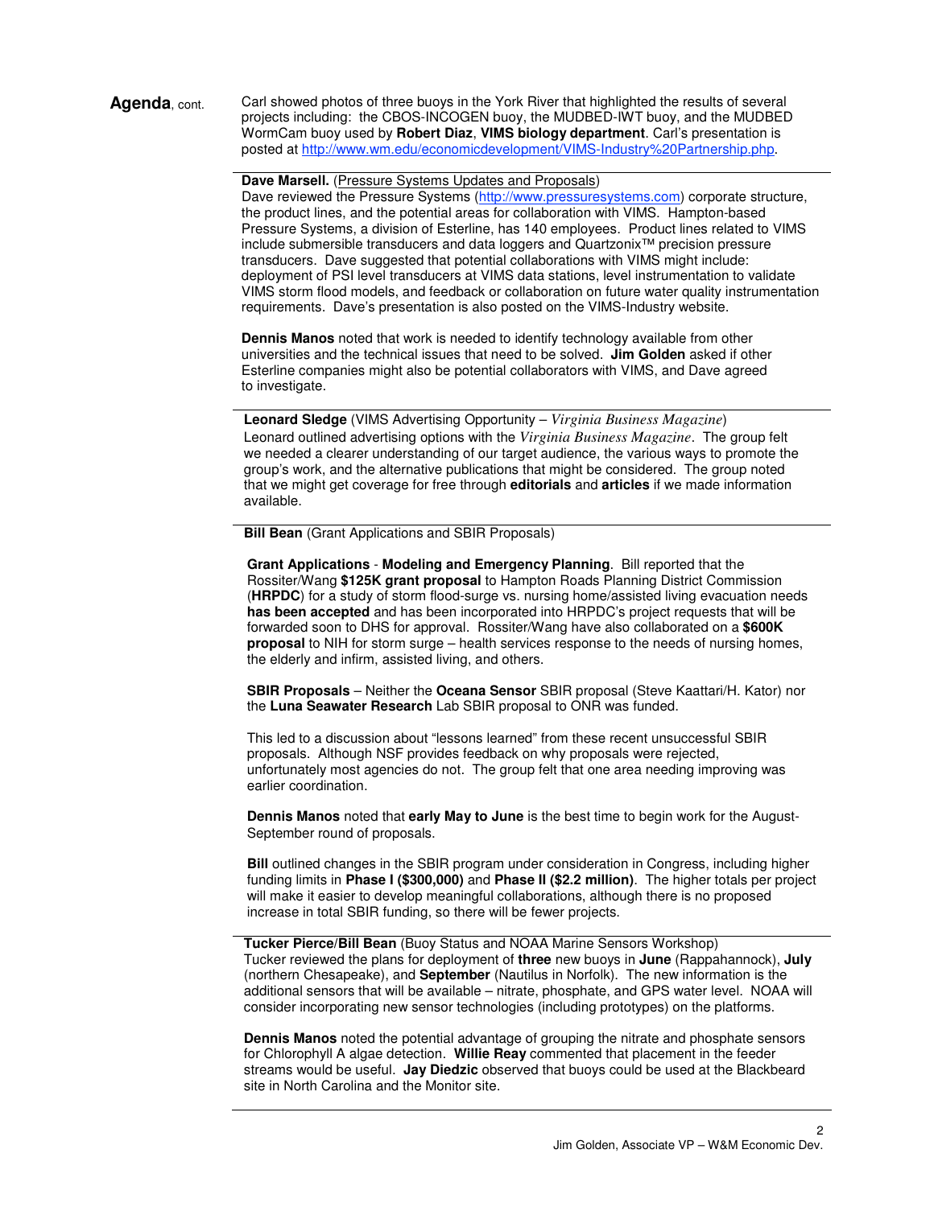**Agenda**, cont.

Carl showed photos of three buoys in the York River that highlighted the results of several projects including: the CBOS-INCOGEN buoy, the MUDBED-IWT buoy, and the MUDBED WormCam buoy used by **Robert Diaz**, **VIMS biology department**. Carl's presentation is posted at http://www.wm.edu/economicdevelopment/VIMS-Industry%20Partnership.php.

---

**Dave Marsell.** (Pressure Systems Updates and Proposals)

Dave reviewed the Pressure Systems (http://www.pressuresystems.com) corporate structure, the product lines, and the potential areas for collaboration with VIMS. Hampton-based Pressure Systems, a division of Esterline, has 140 employees. Product lines related to VIMS include submersible transducers and data loggers and Quartzonix™ precision pressure transducers. Dave suggested that potential collaborations with VIMS might include: deployment of PSI level transducers at VIMS data stations, level instrumentation to validate VIMS storm flood models, and feedback or collaboration on future water quality instrumentation requirements. Dave's presentation is also posted on the VIMS-Industry website.

**Dennis Manos** noted that work is needed to identify technology available from other universities and the technical issues that need to be solved. **Jim Golden** asked if other Esterline companies might also be potential collaborators with VIMS, and Dave agreed to investigate.

---

**Leonard Sledge** (VIMS Advertising Opportunity – *Virginia Business Magazine*)

Leonard outlined advertising options with the *Virginia Business Magazine*. The group felt we needed a clearer understanding of our target audience, the various ways to promote the group's work, and the alternative publications that might be considered. The group noted that we might get coverage for free through **editorials** and **articles** if we made information available.

---

**Bill Bean** (Grant Applications and SBIR Proposals)

**Grant Applications** - **Modeling and Emergency Planning**. Bill reported that the Rossiter/Wang **$125K grant proposal** to Hampton Roads Planning District Commission (**HRPDC**) for a study of storm flood-surge vs. nursing home/assisted living evacuation needs **has been accepted** and has been incorporated into HRPDC's project requests that will be forwarded soon to DHS for approval. Rossiter/Wang have also collaborated on a **$600K proposal** to NIH for storm surge – health services response to the needs of nursing homes, the elderly and infirm, assisted living, and others.

**SBIR Proposals** – Neither the **Oceana Sensor** SBIR proposal (Steve Kaattari/H. Kator) nor the **Luna Seawater Research** Lab SBIR proposal to ONR was funded.

This led to a discussion about "lessons learned" from these recent unsuccessful SBIR proposals. Although NSF provides feedback on why proposals were rejected, unfortunately most agencies do not. The group felt that one area needing improving was earlier coordination.

**Dennis Manos** noted that **early May to June** is the best time to begin work for the August-September round of proposals.

**Bill** outlined changes in the SBIR program under consideration in Congress, including higher funding limits in **Phase I ($300,000)** and **Phase II ($2.2 million)**. The higher totals per project will make it easier to develop meaningful collaborations, although there is no proposed increase in total SBIR funding, so there will be fewer projects.

---

**Tucker Pierce**/**Bill Bean** (Buoy Status and NOAA Marine Sensors Workshop)

Tucker reviewed the plans for deployment of **three** new buoys in **June** (Rappahannock), **July** (northern Chesapeake), and **September** (Nautilus in Norfolk). The new information is the additional sensors that will be available – nitrate, phosphate, and GPS water level. NOAA will consider incorporating new sensor technologies (including prototypes) on the platforms.

**Dennis Manos** noted the potential advantage of grouping the nitrate and phosphate sensors for Chlorophyll A algae detection. **Willie Reay** commented that placement in the feeder streams would be useful. **Jay Diedzic** observed that buoys could be used at the Blackbeard site in North Carolina and the Monitor site.

---

Jim Golden, Associate VP – W&M Economic Dev.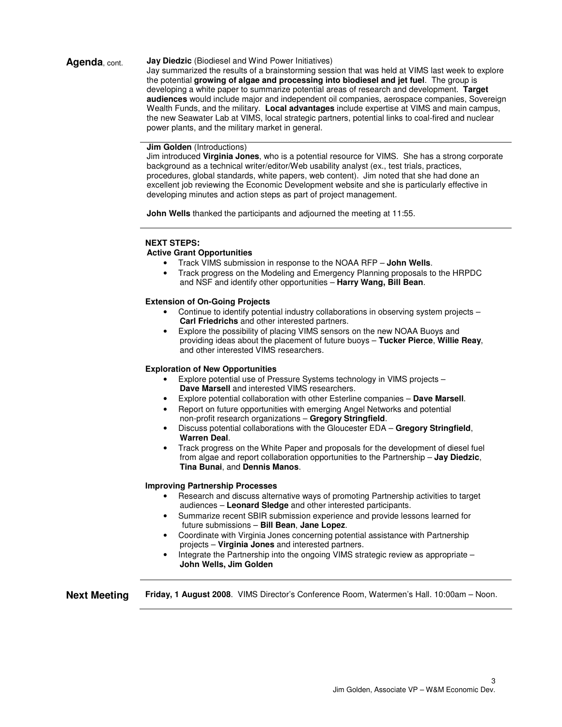**Agenda**, cont.

**Jay Diedzic** (Biodiesel and Wind Power Initiatives)
Jay summarized the results of a brainstorming session that was held at VIMS last week to explore the potential **growing of algae and processing into biodiesel and jet fuel**. The group is developing a white paper to summarize potential areas of research and development. **Target audiences** would include major and independent oil companies, aerospace companies, Sovereign Wealth Funds, and the military. **Local advantages** include expertise at VIMS and main campus, the new Seawater Lab at VIMS, local strategic partners, potential links to coal-fired and nuclear power plants, and the military market in general.

**Jim Golden** (Introductions)
Jim introduced **Virginia Jones**, who is a potential resource for VIMS. She has a strong corporate background as a technical writer/editor/Web usability analyst (ex., test trials, practices, procedures, global standards, white papers, web content). Jim noted that she had done an excellent job reviewing the Economic Development website and she is particularly effective in developing minutes and action steps as part of project management.

**John Wells** thanked the participants and adjourned the meeting at 11:55.

---

**NEXT STEPS:**

**Active Grant Opportunities**

- Track VIMS submission in response to the NOAA RFP – **John Wells**.
- Track progress on the Modeling and Emergency Planning proposals to the HRPDC and NSF and identify other opportunities – **Harry Wang, Bill Bean**.

**Extension of On-Going Projects**

- Continue to identify potential industry collaborations in observing system projects – **Carl Friedrichs** and other interested partners.
- Explore the possibility of placing VIMS sensors on the new NOAA Buoys and providing ideas about the placement of future buoys – **Tucker Pierce**, **Willie Reay**, and other interested VIMS researchers.

**Exploration of New Opportunities**

- Explore potential use of Pressure Systems technology in VIMS projects – **Dave Marsell** and interested VIMS researchers.
- Explore potential collaboration with other Esterline companies – **Dave Marsell**.
- Report on future opportunities with emerging Angel Networks and potential non-profit research organizations – **Gregory Stringfield**.
- Discuss potential collaborations with the Gloucester EDA – **Gregory Stringfield**, **Warren Deal**.
- Track progress on the White Paper and proposals for the development of diesel fuel from algae and report collaboration opportunities to the Partnership – **Jay Diedzic**, **Tina Bunai**, and **Dennis Manos**.

**Improving Partnership Processes**

- Research and discuss alternative ways of promoting Partnership activities to target audiences – **Leonard Sledge** and other interested participants.
- Summarize recent SBIR submission experience and provide lessons learned for future submissions – **Bill Bean**, **Jane Lopez**.
- Coordinate with Virginia Jones concerning potential assistance with Partnership projects – **Virginia Jones** and interested partners.
- Integrate the Partnership into the ongoing VIMS strategic review as appropriate – **John Wells, Jim Golden**

---

**Next Meeting**

**Friday, 1 August 2008**. VIMS Director's Conference Room, Watermen's Hall. 10:00am – Noon.

---

Jim Golden, Associate VP – W&M Economic Dev.